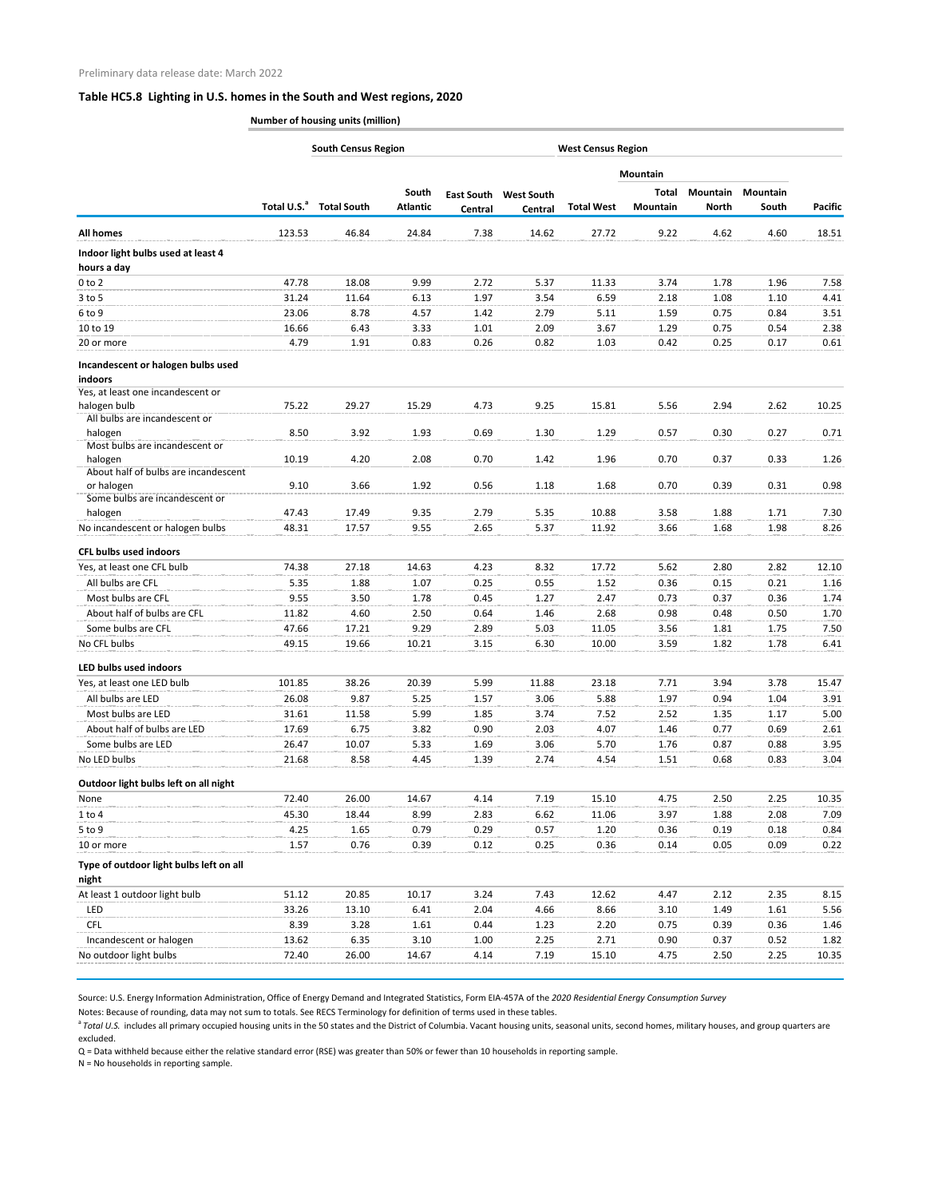Preliminary data release date: March 2022

### Table HC5.8 Lighting in U.S. homes in the South and West regions, 2020

Number of housing units (million)

| | | South Census Region | | | | West Census Region | Mountain | | | |
|---|---|---|---|---|---|---|---|---|---|---|
| | Total U.S.[a] | Total South | South Atlantic | East South Central | West South Central | Total West | Total Mountain | Mountain North | Mountain South | Pacific |
| **All homes** | 123.53 | 46.84 | 24.84 | 7.38 | 14.62 | 27.72 | 9.22 | 4.62 | 4.60 | 18.51 |
| **Indoor light bulbs used at least 4 hours a day** | | | | | | | | | | |
| 0 to 2 | 47.78 | 18.08 | 9.99 | 2.72 | 5.37 | 11.33 | 3.74 | 1.78 | 1.96 | 7.58 |
| 3 to 5 | 31.24 | 11.64 | 6.13 | 1.97 | 3.54 | 6.59 | 2.18 | 1.08 | 1.10 | 4.41 |
| 6 to 9 | 23.06 | 8.78 | 4.57 | 1.42 | 2.79 | 5.11 | 1.59 | 0.75 | 0.84 | 3.51 |
| 10 to 19 | 16.66 | 6.43 | 3.33 | 1.01 | 2.09 | 3.67 | 1.29 | 0.75 | 0.54 | 2.38 |
| 20 or more | 4.79 | 1.91 | 0.83 | 0.26 | 0.82 | 1.03 | 0.42 | 0.25 | 0.17 | 0.61 |
| **Incandescent or halogen bulbs used indoors** | | | | | | | | | | |
| Yes, at least one incandescent or halogen bulb | 75.22 | 29.27 | 15.29 | 4.73 | 9.25 | 15.81 | 5.56 | 2.94 | 2.62 | 10.25 |
| All bulbs are incandescent or halogen | 8.50 | 3.92 | 1.93 | 0.69 | 1.30 | 1.29 | 0.57 | 0.30 | 0.27 | 0.71 |
| Most bulbs are incandescent or halogen | 10.19 | 4.20 | 2.08 | 0.70 | 1.42 | 1.96 | 0.70 | 0.37 | 0.33 | 1.26 |
| About half of bulbs are incandescent or halogen | 9.10 | 3.66 | 1.92 | 0.56 | 1.18 | 1.68 | 0.70 | 0.39 | 0.31 | 0.98 |
| Some bulbs are incandescent or halogen | 47.43 | 17.49 | 9.35 | 2.79 | 5.35 | 10.88 | 3.58 | 1.88 | 1.71 | 7.30 |
| No incandescent or halogen bulbs | 48.31 | 17.57 | 9.55 | 2.65 | 5.37 | 11.92 | 3.66 | 1.68 | 1.98 | 8.26 |
| **CFL bulbs used indoors** | | | | | | | | | | |
| Yes, at least one CFL bulb | 74.38 | 27.18 | 14.63 | 4.23 | 8.32 | 17.72 | 5.62 | 2.80 | 2.82 | 12.10 |
| All bulbs are CFL | 5.35 | 1.88 | 1.07 | 0.25 | 0.55 | 1.52 | 0.36 | 0.15 | 0.21 | 1.16 |
| Most bulbs are CFL | 9.55 | 3.50 | 1.78 | 0.45 | 1.27 | 2.47 | 0.73 | 0.37 | 0.36 | 1.74 |
| About half of bulbs are CFL | 11.82 | 4.60 | 2.50 | 0.64 | 1.46 | 2.68 | 0.98 | 0.48 | 0.50 | 1.70 |
| Some bulbs are CFL | 47.66 | 17.21 | 9.29 | 2.89 | 5.03 | 11.05 | 3.56 | 1.81 | 1.75 | 7.50 |
| No CFL bulbs | 49.15 | 19.66 | 10.21 | 3.15 | 6.30 | 10.00 | 3.59 | 1.82 | 1.78 | 6.41 |
| **LED bulbs used indoors** | | | | | | | | | | |
| Yes, at least one LED bulb | 101.85 | 38.26 | 20.39 | 5.99 | 11.88 | 23.18 | 7.71 | 3.94 | 3.78 | 15.47 |
| All bulbs are LED | 26.08 | 9.87 | 5.25 | 1.57 | 3.06 | 5.88 | 1.97 | 0.94 | 1.04 | 3.91 |
| Most bulbs are LED | 31.61 | 11.58 | 5.99 | 1.85 | 3.74 | 7.52 | 2.52 | 1.35 | 1.17 | 5.00 |
| About half of bulbs are LED | 17.69 | 6.75 | 3.82 | 0.90 | 2.03 | 4.07 | 1.46 | 0.77 | 0.69 | 2.61 |
| Some bulbs are LED | 26.47 | 10.07 | 5.33 | 1.69 | 3.06 | 5.70 | 1.76 | 0.87 | 0.88 | 3.95 |
| No LED bulbs | 21.68 | 8.58 | 4.45 | 1.39 | 2.74 | 4.54 | 1.51 | 0.68 | 0.83 | 3.04 |
| **Outdoor light bulbs left on all night** | | | | | | | | | | |
| None | 72.40 | 26.00 | 14.67 | 4.14 | 7.19 | 15.10 | 4.75 | 2.50 | 2.25 | 10.35 |
| 1 to 4 | 45.30 | 18.44 | 8.99 | 2.83 | 6.62 | 11.06 | 3.97 | 1.88 | 2.08 | 7.09 |
| 5 to 9 | 4.25 | 1.65 | 0.79 | 0.29 | 0.57 | 1.20 | 0.36 | 0.19 | 0.18 | 0.84 |
| 10 or more | 1.57 | 0.76 | 0.39 | 0.12 | 0.25 | 0.36 | 0.14 | 0.05 | 0.09 | 0.22 |
| **Type of outdoor light bulbs left on all night** | | | | | | | | | | |
| At least 1 outdoor light bulb | 51.12 | 20.85 | 10.17 | 3.24 | 7.43 | 12.62 | 4.47 | 2.12 | 2.35 | 8.15 |
| LED | 33.26 | 13.10 | 6.41 | 2.04 | 4.66 | 8.66 | 3.10 | 1.49 | 1.61 | 5.56 |
| CFL | 8.39 | 3.28 | 1.61 | 0.44 | 1.23 | 2.20 | 0.75 | 0.39 | 0.36 | 1.46 |
| Incandescent or halogen | 13.62 | 6.35 | 3.10 | 1.00 | 2.25 | 2.71 | 0.90 | 0.37 | 0.52 | 1.82 |
| No outdoor light bulbs | 72.40 | 26.00 | 14.67 | 4.14 | 7.19 | 15.10 | 4.75 | 2.50 | 2.25 | 10.35 |

Source: U.S. Energy Information Administration, Office of Energy Demand and Integrated Statistics, Form EIA-457A of the *2020 Residential Energy Consumption Survey*

Notes: Because of rounding, data may not sum to totals. See RECS Terminology for definition of terms used in these tables.

[a] *Total U.S.* includes all primary occupied housing units in the 50 states and the District of Columbia. Vacant housing units, seasonal units, second homes, military houses, and group quarters are excluded.

Q = Data withheld because either the relative standard error (RSE) was greater than 50% or fewer than 10 households in reporting sample.

N = No households in reporting sample.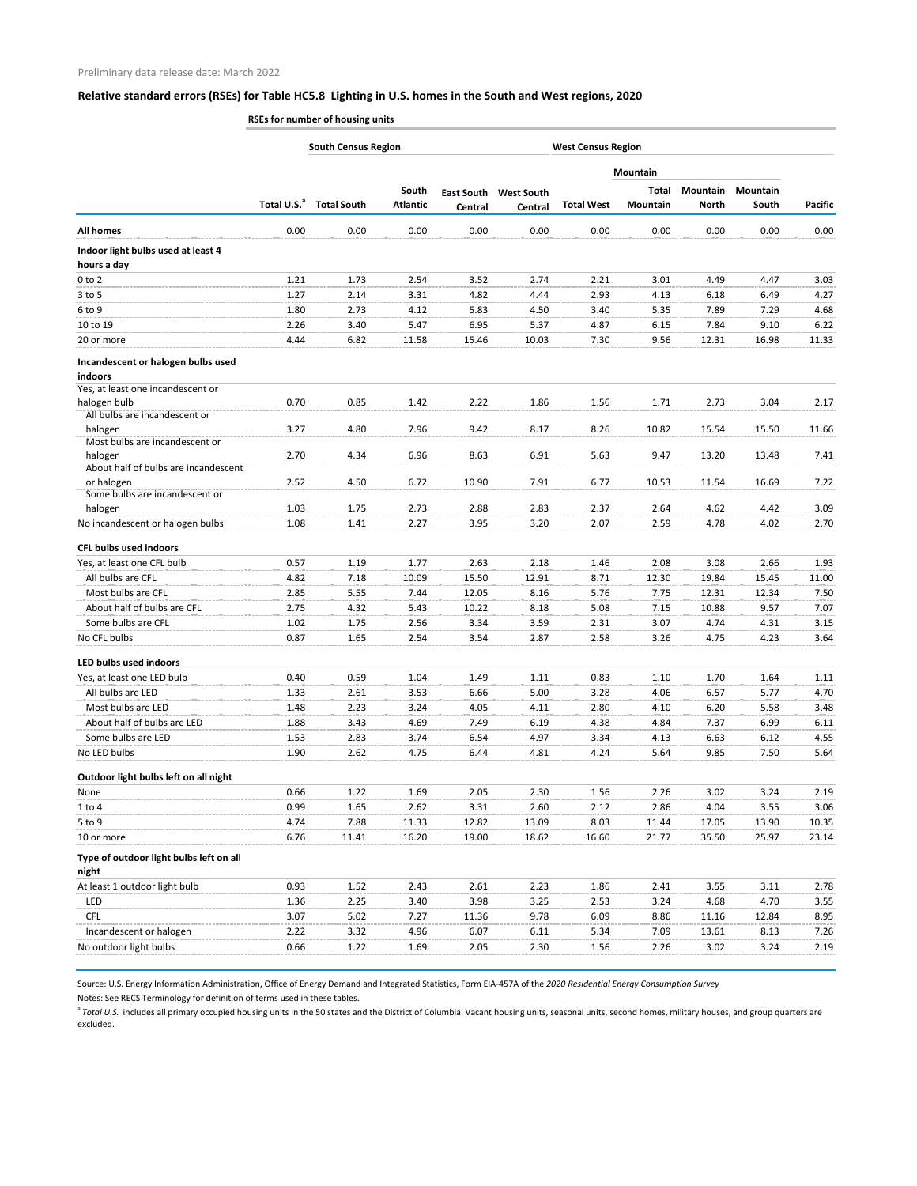Preliminary data release date: March 2022

## Relative standard errors (RSEs) for Table HC5.8 Lighting in U.S. homes in the South and West regions, 2020

| | RSEs for number of housing units | | | | | | | | | |
|---|---|---|---|---|---|---|---|---|---|---|
| | | South Census Region | | | | West Census Region | | | | |
| | | | | | | | Mountain | | | |
| | Total U.S.[a] | Total South | South Atlantic | East South Central | West South Central | Total West | Total Mountain | Mountain North | Mountain South | Pacific |
| **All homes** | 0.00 | 0.00 | 0.00 | 0.00 | 0.00 | 0.00 | 0.00 | 0.00 | 0.00 | 0.00 |
| **Indoor light bulbs used at least 4 hours a day** | | | | | | | | | | |
| 0 to 2 | 1.21 | 1.73 | 2.54 | 3.52 | 2.74 | 2.21 | 3.01 | 4.49 | 4.47 | 3.03 |
| 3 to 5 | 1.27 | 2.14 | 3.31 | 4.82 | 4.44 | 2.93 | 4.13 | 6.18 | 6.49 | 4.27 |
| 6 to 9 | 1.80 | 2.73 | 4.12 | 5.83 | 4.50 | 3.40 | 5.35 | 7.89 | 7.29 | 4.68 |
| 10 to 19 | 2.26 | 3.40 | 5.47 | 6.95 | 5.37 | 4.87 | 6.15 | 7.84 | 9.10 | 6.22 |
| 20 or more | 4.44 | 6.82 | 11.58 | 15.46 | 10.03 | 7.30 | 9.56 | 12.31 | 16.98 | 11.33 |
| **Incandescent or halogen bulbs used indoors** | | | | | | | | | | |
| Yes, at least one incandescent or halogen bulb | 0.70 | 0.85 | 1.42 | 2.22 | 1.86 | 1.56 | 1.71 | 2.73 | 3.04 | 2.17 |
| All bulbs are incandescent or halogen | 3.27 | 4.80 | 7.96 | 9.42 | 8.17 | 8.26 | 10.82 | 15.54 | 15.50 | 11.66 |
| Most bulbs are incandescent or halogen | 2.70 | 4.34 | 6.96 | 8.63 | 6.91 | 5.63 | 9.47 | 13.20 | 13.48 | 7.41 |
| About half of bulbs are incandescent or halogen | 2.52 | 4.50 | 6.72 | 10.90 | 7.91 | 6.77 | 10.53 | 11.54 | 16.69 | 7.22 |
| Some bulbs are incandescent or halogen | 1.03 | 1.75 | 2.73 | 2.88 | 2.83 | 2.37 | 2.64 | 4.62 | 4.42 | 3.09 |
| No incandescent or halogen bulbs | 1.08 | 1.41 | 2.27 | 3.95 | 3.20 | 2.07 | 2.59 | 4.78 | 4.02 | 2.70 |
| **CFL bulbs used indoors** | | | | | | | | | | |
| Yes, at least one CFL bulb | 0.57 | 1.19 | 1.77 | 2.63 | 2.18 | 1.46 | 2.08 | 3.08 | 2.66 | 1.93 |
| All bulbs are CFL | 4.82 | 7.18 | 10.09 | 15.50 | 12.91 | 8.71 | 12.30 | 19.84 | 15.45 | 11.00 |
| Most bulbs are CFL | 2.85 | 5.55 | 7.44 | 12.05 | 8.16 | 5.76 | 7.75 | 12.31 | 12.34 | 7.50 |
| About half of bulbs are CFL | 2.75 | 4.32 | 5.43 | 10.22 | 8.18 | 5.08 | 7.15 | 10.88 | 9.57 | 7.07 |
| Some bulbs are CFL | 1.02 | 1.75 | 2.56 | 3.34 | 3.59 | 2.31 | 3.07 | 4.74 | 4.31 | 3.15 |
| No CFL bulbs | 0.87 | 1.65 | 2.54 | 3.54 | 2.87 | 2.58 | 3.26 | 4.75 | 4.23 | 3.64 |
| **LED bulbs used indoors** | | | | | | | | | | |
| Yes, at least one LED bulb | 0.40 | 0.59 | 1.04 | 1.49 | 1.11 | 0.83 | 1.10 | 1.70 | 1.64 | 1.11 |
| All bulbs are LED | 1.33 | 2.61 | 3.53 | 6.66 | 5.00 | 3.28 | 4.06 | 6.57 | 5.77 | 4.70 |
| Most bulbs are LED | 1.48 | 2.23 | 3.24 | 4.05 | 4.11 | 2.80 | 4.10 | 6.20 | 5.58 | 3.48 |
| About half of bulbs are LED | 1.88 | 3.43 | 4.69 | 7.49 | 6.19 | 4.38 | 4.84 | 7.37 | 6.99 | 6.11 |
| Some bulbs are LED | 1.53 | 2.83 | 3.74 | 6.54 | 4.97 | 3.34 | 4.13 | 6.63 | 6.12 | 4.55 |
| No LED bulbs | 1.90 | 2.62 | 4.75 | 6.44 | 4.81 | 4.24 | 5.64 | 9.85 | 7.50 | 5.64 |
| **Outdoor light bulbs left on all night** | | | | | | | | | | |
| None | 0.66 | 1.22 | 1.69 | 2.05 | 2.30 | 1.56 | 2.26 | 3.02 | 3.24 | 2.19 |
| 1 to 4 | 0.99 | 1.65 | 2.62 | 3.31 | 2.60 | 2.12 | 2.86 | 4.04 | 3.55 | 3.06 |
| 5 to 9 | 4.74 | 7.88 | 11.33 | 12.82 | 13.09 | 8.03 | 11.44 | 17.05 | 13.90 | 10.35 |
| 10 or more | 6.76 | 11.41 | 16.20 | 19.00 | 18.62 | 16.60 | 21.77 | 35.50 | 25.97 | 23.14 |
| **Type of outdoor light bulbs left on all night** | | | | | | | | | | |
| At least 1 outdoor light bulb | 0.93 | 1.52 | 2.43 | 2.61 | 2.23 | 1.86 | 2.41 | 3.55 | 3.11 | 2.78 |
| LED | 1.36 | 2.25 | 3.40 | 3.98 | 3.25 | 2.53 | 3.24 | 4.68 | 4.70 | 3.55 |
| CFL | 3.07 | 5.02 | 7.27 | 11.36 | 9.78 | 6.09 | 8.86 | 11.16 | 12.84 | 8.95 |
| Incandescent or halogen | 2.22 | 3.32 | 4.96 | 6.07 | 6.11 | 5.34 | 7.09 | 13.61 | 8.13 | 7.26 |
| No outdoor light bulbs | 0.66 | 1.22 | 1.69 | 2.05 | 2.30 | 1.56 | 2.26 | 3.02 | 3.24 | 2.19 |

Source: U.S. Energy Information Administration, Office of Energy Demand and Integrated Statistics, Form EIA-457A of the *2020 Residential Energy Consumption Survey*

Notes: See RECS Terminology for definition of terms used in these tables.

[a] *Total U.S.* includes all primary occupied housing units in the 50 states and the District of Columbia. Vacant housing units, seasonal units, second homes, military houses, and group quarters are excluded.